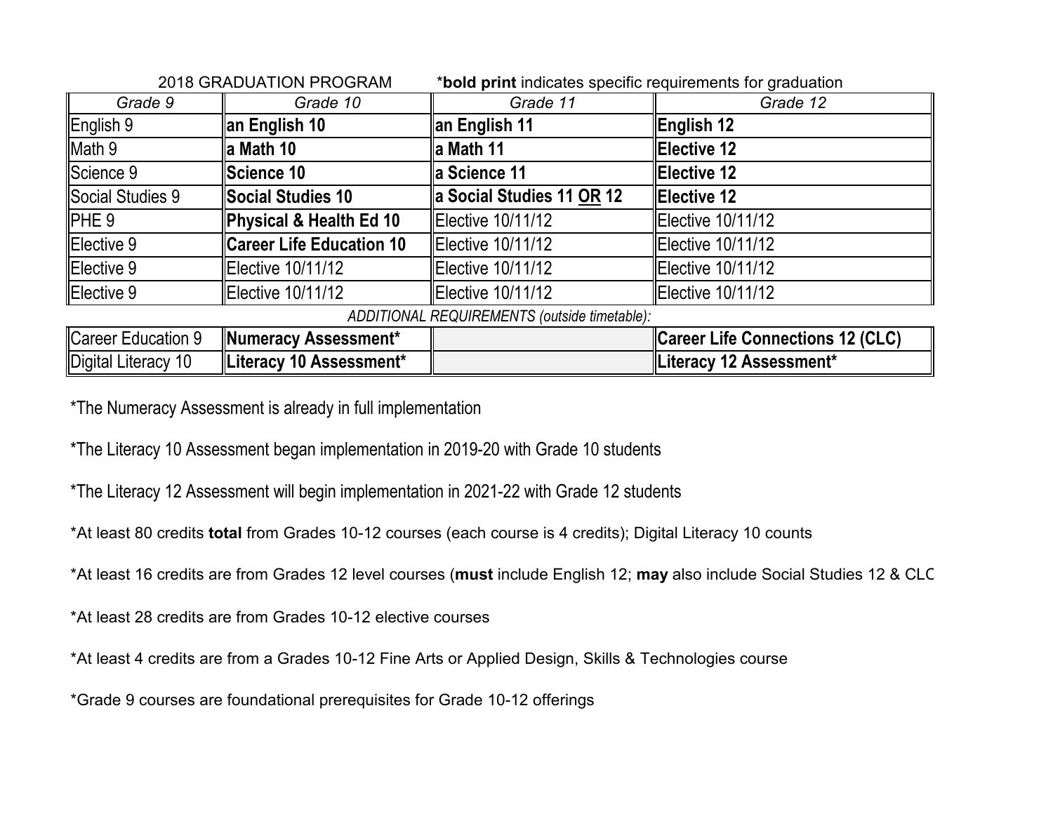2018 GRADUATION PROGRAM *__bold print__ indicates specific requirements for graduation

| *Grade 9* | *Grade 10* | *Grade 11* | *Grade 12* |
|---|---|---|---|
| English 9 | **an English 10** | **an English 11** | **English 12** |
| Math 9 | **a Math 10** | **a Math 11** | **Elective 12** |
| Science 9 | **Science 10** | **a Science 11** | **Elective 12** |
| Social Studies 9 | **Social Studies 10** | **a Social Studies 11 <u>OR</u> 12** | **Elective 12** |
| PHE 9 | **Physical & Health Ed 10** | Elective 10/11/12 | Elective 10/11/12 |
| Elective 9 | **Career Life Education 10** | Elective 10/11/12 | Elective 10/11/12 |
| Elective 9 | Elective 10/11/12 | Elective 10/11/12 | Elective 10/11/12 |
| Elective 9 | Elective 10/11/12 | Elective 10/11/12 | Elective 10/11/12 |
| *ADDITIONAL REQUIREMENTS (outside timetable):* | | | |
| Career Education 9 | **Numeracy Assessment*** | | **Career Life Connections 12 (CLC)** |
| Digital Literacy 10 | **Literacy 10 Assessment*** | | **Literacy 12 Assessment*** |

*The Numeracy Assessment is already in full implementation

*The Literacy 10 Assessment began implementation in 2019-20 with Grade 10 students

*The Literacy 12 Assessment will begin implementation in 2021-22 with Grade 12 students

*At least 80 credits **total** from Grades 10-12 courses (each course is 4 credits); Digital Literacy 10 counts

*At least 16 credits are from Grades 12 level courses (**must** include English 12; **may** also include Social Studies 12 & CLC

*At least 28 credits are from Grades 10-12 elective courses

*At least 4 credits are from a Grades 10-12 Fine Arts or Applied Design, Skills & Technologies course

*Grade 9 courses are foundational prerequisites for Grade 10-12 offerings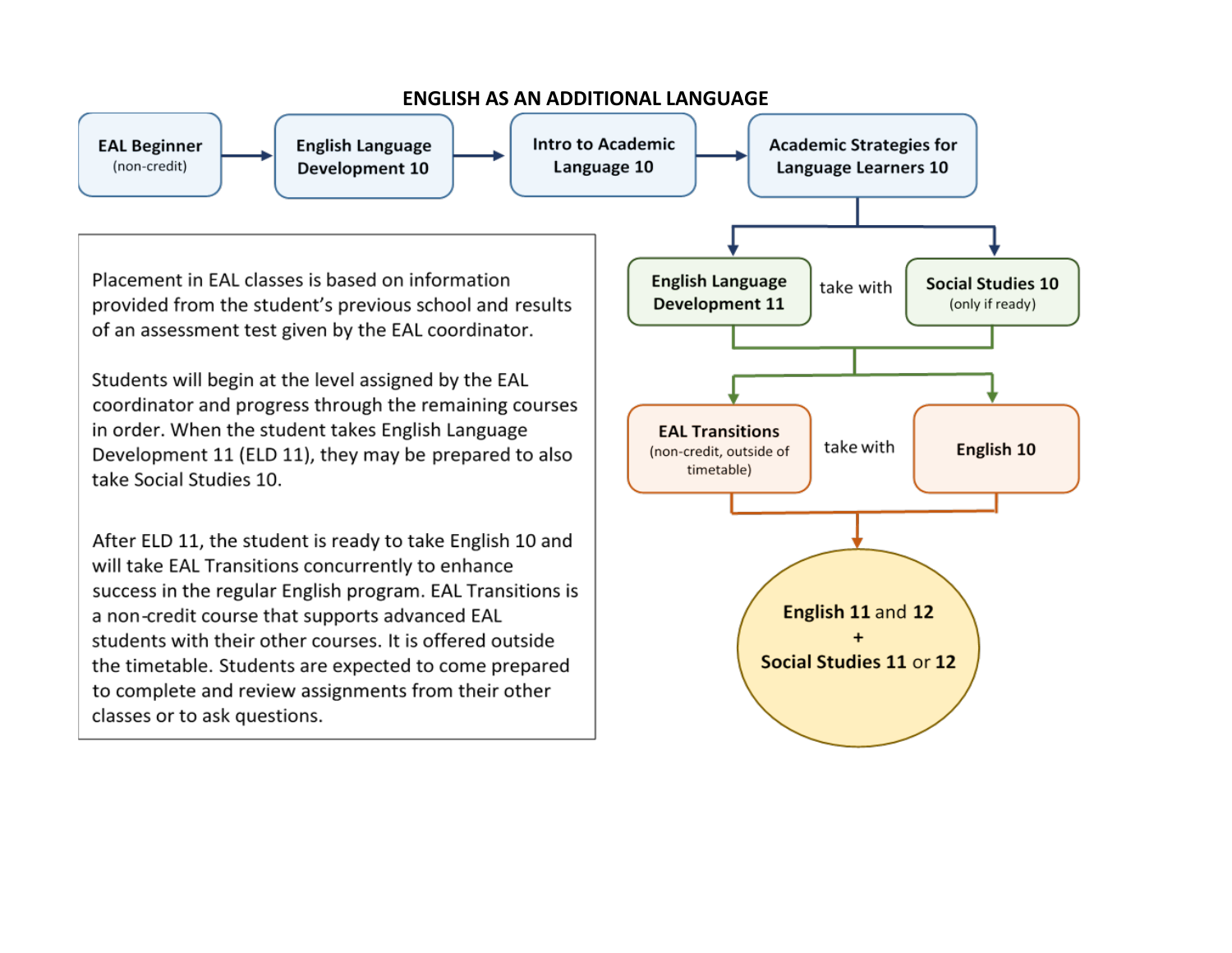# ENGLISH AS AN ADDITIONAL LANGUAGE

**EAL Beginner** (non-credit)

**English Language Development 10**

**Intro to Academic Language 10**

**Academic Strategies for Language Learners 10**

**English Language Development 11** take with **Social Studies 10** (only if ready)

**EAL Transitions** (non-credit, outside of timetable) take with **English 10**

**English 11** and **12** + **Social Studies 11** or **12**

Placement in EAL classes is based on information provided from the student's previous school and results of an assessment test given by the EAL coordinator.

Students will begin at the level assigned by the EAL coordinator and progress through the remaining courses in order. When the student takes English Language Development 11 (ELD 11), they may be prepared to also take Social Studies 10.

After ELD 11, the student is ready to take English 10 and will take EAL Transitions concurrently to enhance success in the regular English program. EAL Transitions is a non-credit course that supports advanced EAL students with their other courses. It is offered outside the timetable. Students are expected to come prepared to complete and review assignments from their other classes or to ask questions.